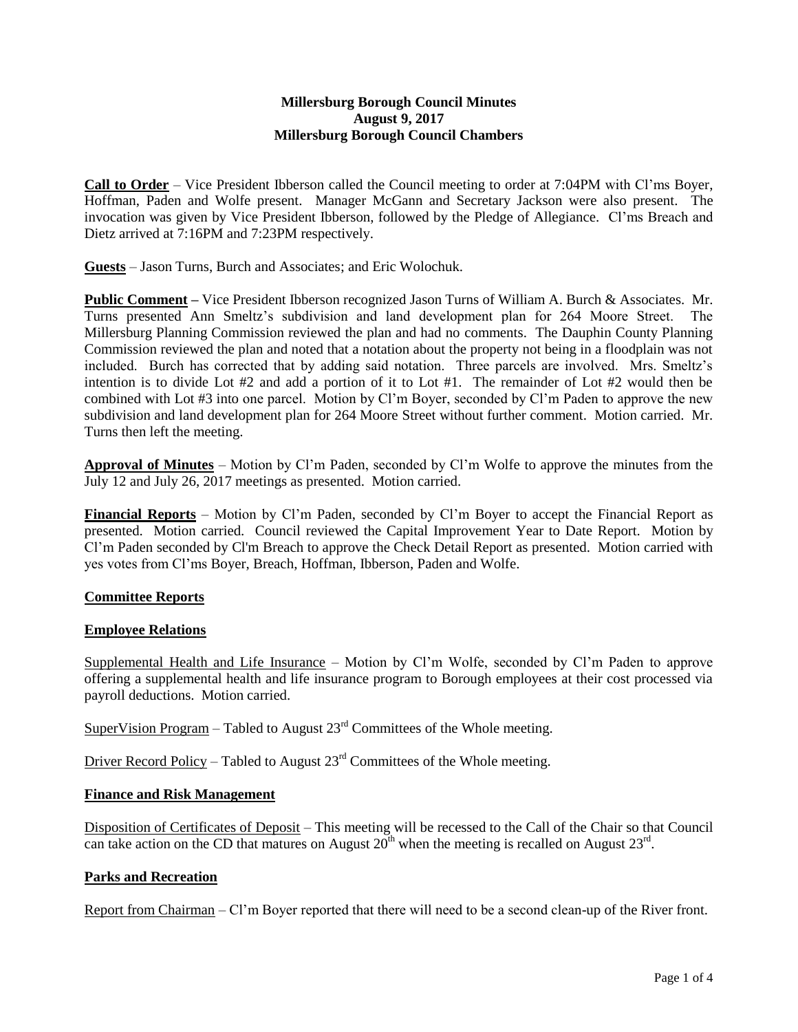# Millersburg Borough Council Minutes
## August 9, 2017
## Millersburg Borough Council Chambers

**Call to Order** – Vice President Ibberson called the Council meeting to order at 7:04PM with Cl'ms Boyer, Hoffman, Paden and Wolfe present. Manager McGann and Secretary Jackson were also present. The invocation was given by Vice President Ibberson, followed by the Pledge of Allegiance. Cl'ms Breach and Dietz arrived at 7:16PM and 7:23PM respectively.

**Guests** – Jason Turns, Burch and Associates; and Eric Wolochuk.

**Public Comment** – Vice President Ibberson recognized Jason Turns of William A. Burch & Associates. Mr. Turns presented Ann Smeltz's subdivision and land development plan for 264 Moore Street. The Millersburg Planning Commission reviewed the plan and had no comments. The Dauphin County Planning Commission reviewed the plan and noted that a notation about the property not being in a floodplain was not included. Burch has corrected that by adding said notation. Three parcels are involved. Mrs. Smeltz's intention is to divide Lot #2 and add a portion of it to Lot #1. The remainder of Lot #2 would then be combined with Lot #3 into one parcel. Motion by Cl'm Boyer, seconded by Cl'm Paden to approve the new subdivision and land development plan for 264 Moore Street without further comment. Motion carried. Mr. Turns then left the meeting.

**Approval of Minutes** – Motion by Cl'm Paden, seconded by Cl'm Wolfe to approve the minutes from the July 12 and July 26, 2017 meetings as presented. Motion carried.

**Financial Reports** – Motion by Cl'm Paden, seconded by Cl'm Boyer to accept the Financial Report as presented. Motion carried. Council reviewed the Capital Improvement Year to Date Report. Motion by Cl'm Paden seconded by Cl'm Breach to approve the Check Detail Report as presented. Motion carried with yes votes from Cl'ms Boyer, Breach, Hoffman, Ibberson, Paden and Wolfe.

## Committee Reports

### Employee Relations

Supplemental Health and Life Insurance – Motion by Cl'm Wolfe, seconded by Cl'm Paden to approve offering a supplemental health and life insurance program to Borough employees at their cost processed via payroll deductions. Motion carried.

SuperVision Program – Tabled to August 23rd Committees of the Whole meeting.

Driver Record Policy – Tabled to August 23rd Committees of the Whole meeting.

### Finance and Risk Management

Disposition of Certificates of Deposit – This meeting will be recessed to the Call of the Chair so that Council can take action on the CD that matures on August 20th when the meeting is recalled on August 23rd.

### Parks and Recreation

Report from Chairman – Cl'm Boyer reported that there will need to be a second clean-up of the River front.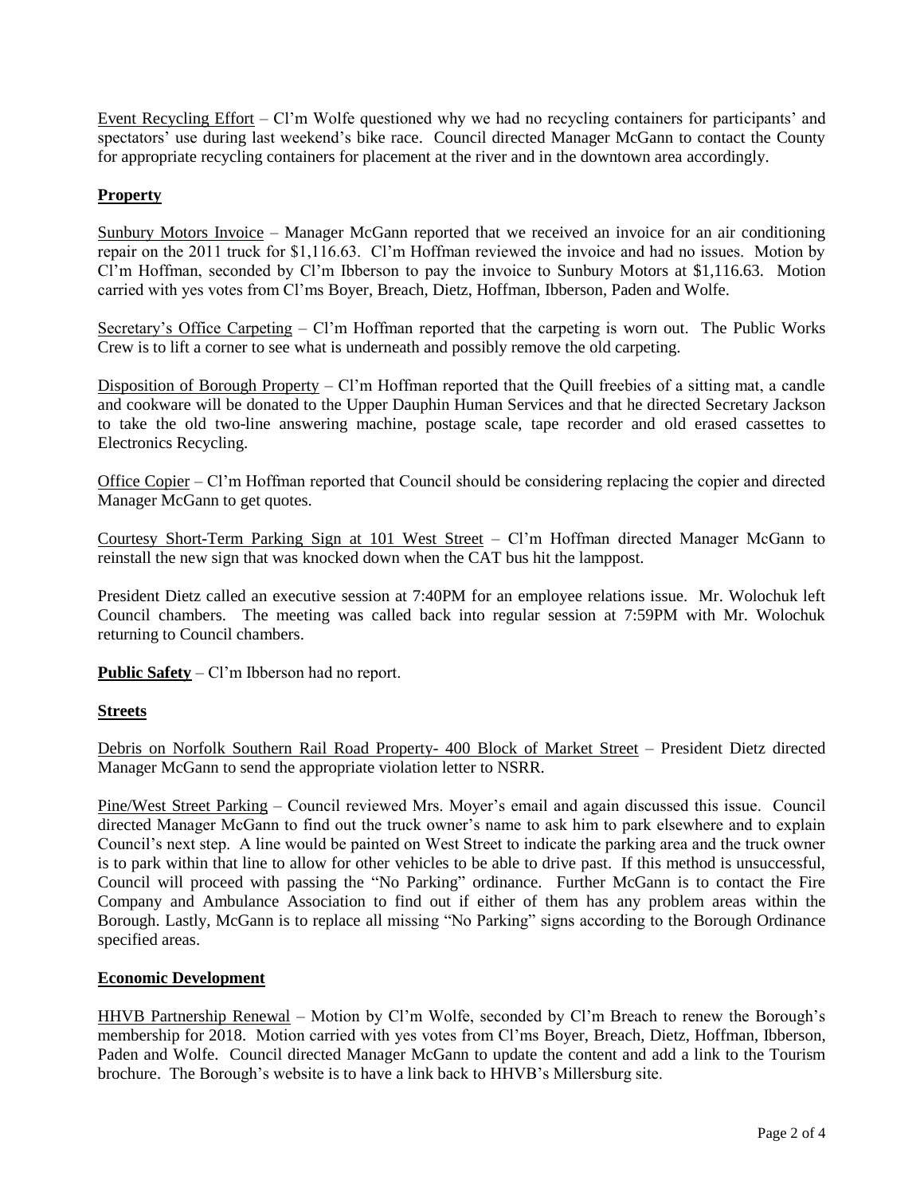Event Recycling Effort – Cl'm Wolfe questioned why we had no recycling containers for participants' and spectators' use during last weekend's bike race. Council directed Manager McGann to contact the County for appropriate recycling containers for placement at the river and in the downtown area accordingly.

## **Property**

Sunbury Motors Invoice – Manager McGann reported that we received an invoice for an air conditioning repair on the 2011 truck for $1,116.63. Cl'm Hoffman reviewed the invoice and had no issues. Motion by Cl'm Hoffman, seconded by Cl'm Ibberson to pay the invoice to Sunbury Motors at $1,116.63. Motion carried with yes votes from Cl'ms Boyer, Breach, Dietz, Hoffman, Ibberson, Paden and Wolfe.

Secretary's Office Carpeting – Cl'm Hoffman reported that the carpeting is worn out. The Public Works Crew is to lift a corner to see what is underneath and possibly remove the old carpeting.

Disposition of Borough Property – Cl'm Hoffman reported that the Quill freebies of a sitting mat, a candle and cookware will be donated to the Upper Dauphin Human Services and that he directed Secretary Jackson to take the old two-line answering machine, postage scale, tape recorder and old erased cassettes to Electronics Recycling.

Office Copier – Cl'm Hoffman reported that Council should be considering replacing the copier and directed Manager McGann to get quotes.

Courtesy Short-Term Parking Sign at 101 West Street – Cl'm Hoffman directed Manager McGann to reinstall the new sign that was knocked down when the CAT bus hit the lamppost.

President Dietz called an executive session at 7:40PM for an employee relations issue. Mr. Wolochuk left Council chambers. The meeting was called back into regular session at 7:59PM with Mr. Wolochuk returning to Council chambers.

**Public Safety** – Cl'm Ibberson had no report.

## **Streets**

Debris on Norfolk Southern Rail Road Property- 400 Block of Market Street – President Dietz directed Manager McGann to send the appropriate violation letter to NSRR.

Pine/West Street Parking – Council reviewed Mrs. Moyer's email and again discussed this issue. Council directed Manager McGann to find out the truck owner's name to ask him to park elsewhere and to explain Council's next step. A line would be painted on West Street to indicate the parking area and the truck owner is to park within that line to allow for other vehicles to be able to drive past. If this method is unsuccessful, Council will proceed with passing the "No Parking" ordinance. Further McGann is to contact the Fire Company and Ambulance Association to find out if either of them has any problem areas within the Borough. Lastly, McGann is to replace all missing "No Parking" signs according to the Borough Ordinance specified areas.

## **Economic Development**

HHVB Partnership Renewal – Motion by Cl'm Wolfe, seconded by Cl'm Breach to renew the Borough's membership for 2018. Motion carried with yes votes from Cl'ms Boyer, Breach, Dietz, Hoffman, Ibberson, Paden and Wolfe. Council directed Manager McGann to update the content and add a link to the Tourism brochure. The Borough's website is to have a link back to HHVB's Millersburg site.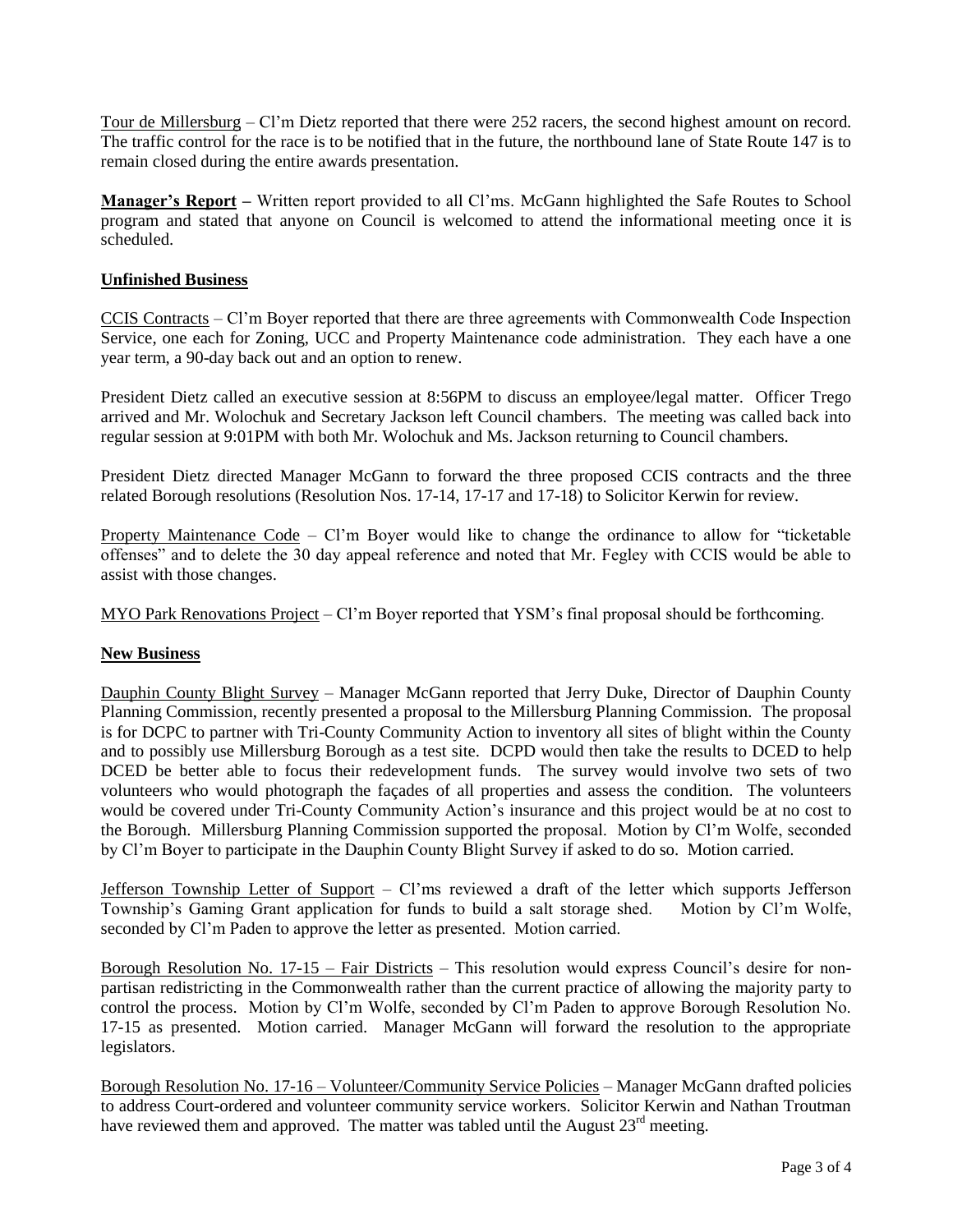Tour de Millersburg – Cl'm Dietz reported that there were 252 racers, the second highest amount on record. The traffic control for the race is to be notified that in the future, the northbound lane of State Route 147 is to remain closed during the entire awards presentation.

**Manager's Report –** Written report provided to all Cl'ms. McGann highlighted the Safe Routes to School program and stated that anyone on Council is welcomed to attend the informational meeting once it is scheduled.

**Unfinished Business**

CCIS Contracts – Cl'm Boyer reported that there are three agreements with Commonwealth Code Inspection Service, one each for Zoning, UCC and Property Maintenance code administration. They each have a one year term, a 90-day back out and an option to renew.

President Dietz called an executive session at 8:56PM to discuss an employee/legal matter. Officer Trego arrived and Mr. Wolochuk and Secretary Jackson left Council chambers. The meeting was called back into regular session at 9:01PM with both Mr. Wolochuk and Ms. Jackson returning to Council chambers.

President Dietz directed Manager McGann to forward the three proposed CCIS contracts and the three related Borough resolutions (Resolution Nos. 17-14, 17-17 and 17-18) to Solicitor Kerwin for review.

Property Maintenance Code – Cl'm Boyer would like to change the ordinance to allow for "ticketable offenses" and to delete the 30 day appeal reference and noted that Mr. Fegley with CCIS would be able to assist with those changes.

MYO Park Renovations Project – Cl'm Boyer reported that YSM's final proposal should be forthcoming.

**New Business**

Dauphin County Blight Survey – Manager McGann reported that Jerry Duke, Director of Dauphin County Planning Commission, recently presented a proposal to the Millersburg Planning Commission. The proposal is for DCPC to partner with Tri-County Community Action to inventory all sites of blight within the County and to possibly use Millersburg Borough as a test site. DCPD would then take the results to DCED to help DCED be better able to focus their redevelopment funds. The survey would involve two sets of two volunteers who would photograph the façades of all properties and assess the condition. The volunteers would be covered under Tri-County Community Action's insurance and this project would be at no cost to the Borough. Millersburg Planning Commission supported the proposal. Motion by Cl'm Wolfe, seconded by Cl'm Boyer to participate in the Dauphin County Blight Survey if asked to do so. Motion carried.

Jefferson Township Letter of Support – Cl'ms reviewed a draft of the letter which supports Jefferson Township's Gaming Grant application for funds to build a salt storage shed. Motion by Cl'm Wolfe, seconded by Cl'm Paden to approve the letter as presented. Motion carried.

Borough Resolution No. 17-15 – Fair Districts – This resolution would express Council's desire for non-partisan redistricting in the Commonwealth rather than the current practice of allowing the majority party to control the process. Motion by Cl'm Wolfe, seconded by Cl'm Paden to approve Borough Resolution No. 17-15 as presented. Motion carried. Manager McGann will forward the resolution to the appropriate legislators.

Borough Resolution No. 17-16 – Volunteer/Community Service Policies – Manager McGann drafted policies to address Court-ordered and volunteer community service workers. Solicitor Kerwin and Nathan Troutman have reviewed them and approved. The matter was tabled until the August 23rd meeting.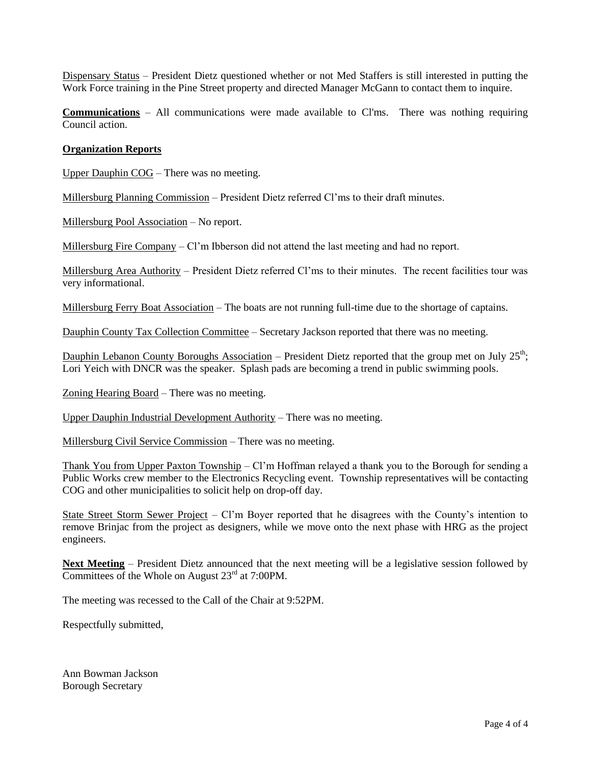Dispensary Status – President Dietz questioned whether or not Med Staffers is still interested in putting the Work Force training in the Pine Street property and directed Manager McGann to contact them to inquire.

**Communications** – All communications were made available to Cl'ms. There was nothing requiring Council action.

**Organization Reports**

Upper Dauphin COG – There was no meeting.

Millersburg Planning Commission – President Dietz referred Cl'ms to their draft minutes.

Millersburg Pool Association – No report.

Millersburg Fire Company – Cl'm Ibberson did not attend the last meeting and had no report.

Millersburg Area Authority – President Dietz referred Cl'ms to their minutes. The recent facilities tour was very informational.

Millersburg Ferry Boat Association – The boats are not running full-time due to the shortage of captains.

Dauphin County Tax Collection Committee – Secretary Jackson reported that there was no meeting.

Dauphin Lebanon County Boroughs Association – President Dietz reported that the group met on July 25th; Lori Yeich with DNCR was the speaker. Splash pads are becoming a trend in public swimming pools.

Zoning Hearing Board – There was no meeting.

Upper Dauphin Industrial Development Authority – There was no meeting.

Millersburg Civil Service Commission – There was no meeting.

Thank You from Upper Paxton Township – Cl'm Hoffman relayed a thank you to the Borough for sending a Public Works crew member to the Electronics Recycling event. Township representatives will be contacting COG and other municipalities to solicit help on drop-off day.

State Street Storm Sewer Project – Cl'm Boyer reported that he disagrees with the County's intention to remove Brinjac from the project as designers, while we move onto the next phase with HRG as the project engineers.

**Next Meeting** – President Dietz announced that the next meeting will be a legislative session followed by Committees of the Whole on August 23rd at 7:00PM.

The meeting was recessed to the Call of the Chair at 9:52PM.

Respectfully submitted,

Ann Bowman Jackson
Borough Secretary